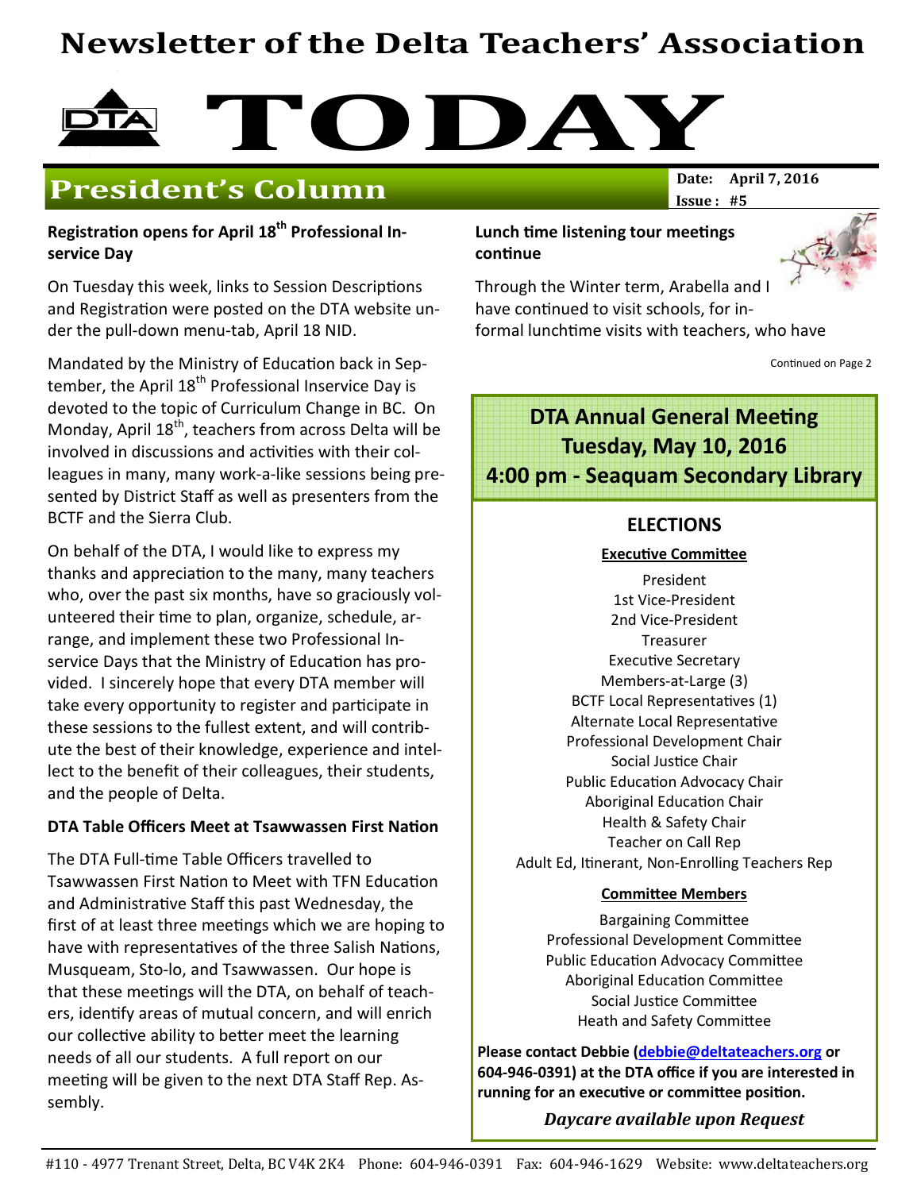# Newsletter of the Delta Teachers' Association

# TODAY

## President's Column

**Date:** April 7, 2016
**Issue:** #5

### Registration opens for April 18th Professional Inservice Day

On Tuesday this week, links to Session Descriptions and Registration were posted on the DTA website under the pull-down menu-tab, April 18 NID.

Mandated by the Ministry of Education back in September, the April 18th Professional Inservice Day is devoted to the topic of Curriculum Change in BC. On Monday, April 18th, teachers from across Delta will be involved in discussions and activities with their colleagues in many, many work-a-like sessions being presented by District Staff as well as presenters from the BCTF and the Sierra Club.

On behalf of the DTA, I would like to express my thanks and appreciation to the many, many teachers who, over the past six months, have so graciously volunteered their time to plan, organize, schedule, arrange, and implement these two Professional Inservice Days that the Ministry of Education has provided. I sincerely hope that every DTA member will take every opportunity to register and participate in these sessions to the fullest extent, and will contribute the best of their knowledge, experience and intellect to the benefit of their colleagues, their students, and the people of Delta.

### DTA Table Officers Meet at Tsawwassen First Nation

The DTA Full-time Table Officers travelled to Tsawwassen First Nation to Meet with TFN Education and Administrative Staff this past Wednesday, the first of at least three meetings which we are hoping to have with representatives of the three Salish Nations, Musqueam, Sto-lo, and Tsawwassen. Our hope is that these meetings will the DTA, on behalf of teachers, identify areas of mutual concern, and will enrich our collective ability to better meet the learning needs of all our students. A full report on our meeting will be given to the next DTA Staff Rep. Assembly.

### Lunch time listening tour meetings continue

Through the Winter term, Arabella and I have continued to visit schools, for informal lunchtime visits with teachers, who have

Continued on Page 2

## DTA Annual General Meeting
## Tuesday, May 10, 2016
## 4:00 pm - Seaquam Secondary Library

### ELECTIONS

**Executive Committee**

President
1st Vice-President
2nd Vice-President
Treasurer
Executive Secretary
Members-at-Large (3)
BCTF Local Representatives (1)
Alternate Local Representative
Professional Development Chair
Social Justice Chair
Public Education Advocacy Chair
Aboriginal Education Chair
Health & Safety Chair
Teacher on Call Rep
Adult Ed, Itinerant, Non-Enrolling Teachers Rep

**Committee Members**

Bargaining Committee
Professional Development Committee
Public Education Advocacy Committee
Aboriginal Education Committee
Social Justice Committee
Heath and Safety Committee

**Please contact Debbie (debbie@deltateachers.org or 604-946-0391) at the DTA office if you are interested in running for an executive or committee position.**

***Daycare available upon Request***

#110 - 4977 Trenant Street, Delta, BC V4K 2K4 Phone: 604-946-0391 Fax: 604-946-1629 Website: www.deltateachers.org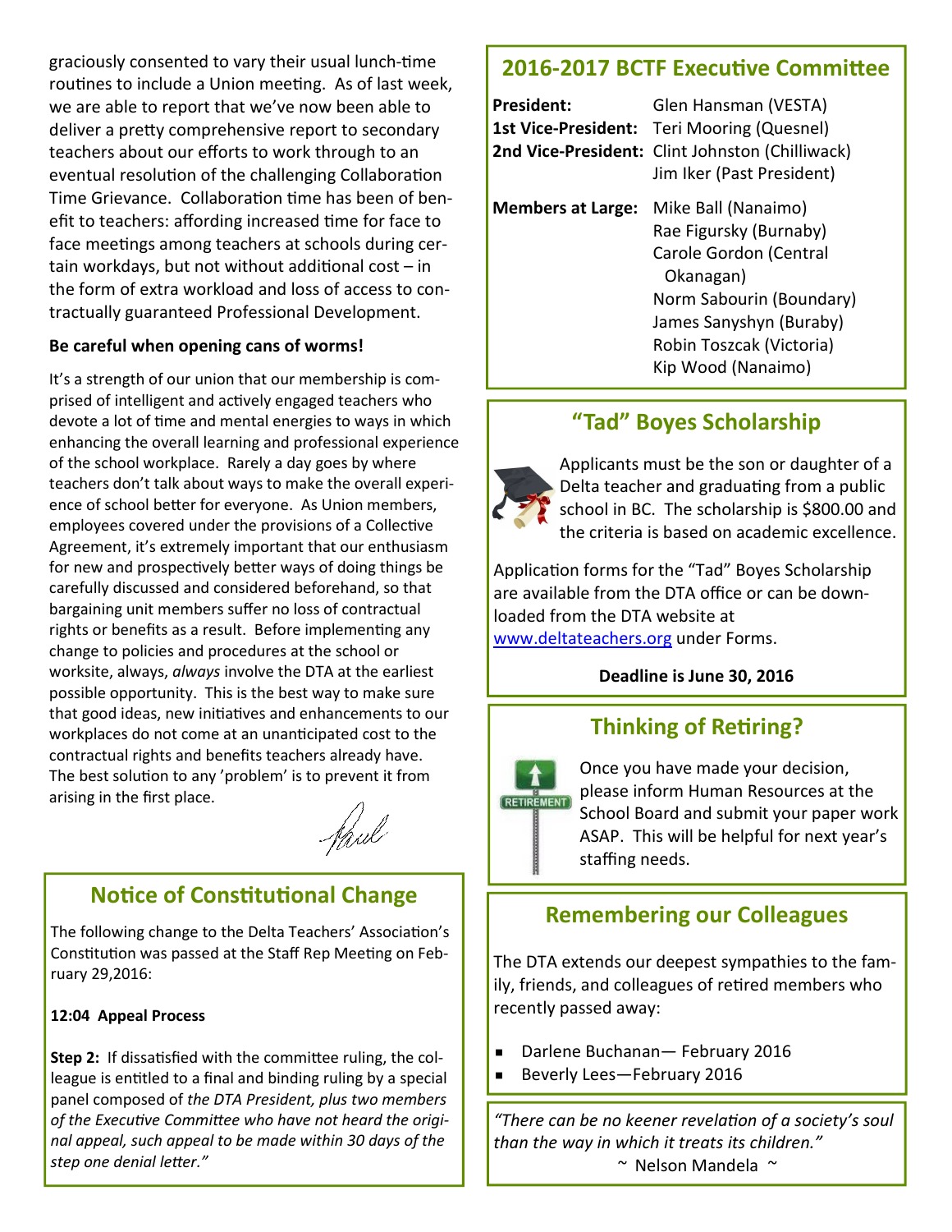graciously consented to vary their usual lunch-time routines to include a Union meeting. As of last week, we are able to report that we've now been able to deliver a pretty comprehensive report to secondary teachers about our efforts to work through to an eventual resolution of the challenging Collaboration Time Grievance. Collaboration time has been of benefit to teachers: affording increased time for face to face meetings among teachers at schools during certain workdays, but not without additional cost – in the form of extra workload and loss of access to contractually guaranteed Professional Development.

**Be careful when opening cans of worms!**

It's a strength of our union that our membership is comprised of intelligent and actively engaged teachers who devote a lot of time and mental energies to ways in which enhancing the overall learning and professional experience of the school workplace. Rarely a day goes by where teachers don't talk about ways to make the overall experience of school better for everyone. As Union members, employees covered under the provisions of a Collective Agreement, it's extremely important that our enthusiasm for new and prospectively better ways of doing things be carefully discussed and considered beforehand, so that bargaining unit members suffer no loss of contractual rights or benefits as a result. Before implementing any change to policies and procedures at the school or worksite, always, *always* involve the DTA at the earliest possible opportunity. This is the best way to make sure that good ideas, new initiatives and enhancements to our workplaces do not come at an unanticipated cost to the contractual rights and benefits teachers already have. The best solution to any 'problem' is to prevent it from arising in the first place.

Paul

## Notice of Constitutional Change

The following change to the Delta Teachers' Association's Constitution was passed at the Staff Rep Meeting on February 29,2016:

**12:04 Appeal Process**

**Step 2:** If dissatisfied with the committee ruling, the colleague is entitled to a final and binding ruling by a special panel composed of *the DTA President, plus two members of the Executive Committee who have not heard the original appeal, such appeal to be made within 30 days of the step one denial letter."*

## 2016-2017 BCTF Executive Committee

| | |
|---|---|
| **President:** | Glen Hansman (VESTA) |
| **1st Vice-President:** | Teri Mooring (Quesnel) |
| **2nd Vice-President:** | Clint Johnston (Chilliwack) |
| | Jim Iker (Past President) |
| **Members at Large:** | Mike Ball (Nanaimo) |
| | Rae Figursky (Burnaby) |
| | Carole Gordon (Central Okanagan) |
| | Norm Sabourin (Boundary) |
| | James Sanyshyn (Buraby) |
| | Robin Toszcak (Victoria) |
| | Kip Wood (Nanaimo) |

## "Tad" Boyes Scholarship

Applicants must be the son or daughter of a Delta teacher and graduating from a public school in BC. The scholarship is $800.00 and the criteria is based on academic excellence.

Application forms for the "Tad" Boyes Scholarship are available from the DTA office or can be downloaded from the DTA website at [www.deltateachers.org](http://www.deltateachers.org) under Forms.

**Deadline is June 30, 2016**

## Thinking of Retiring?

Once you have made your decision, please inform Human Resources at the School Board and submit your paper work ASAP. This will be helpful for next year's staffing needs.

## Remembering our Colleagues

The DTA extends our deepest sympathies to the family, friends, and colleagues of retired members who recently passed away:

- Darlene Buchanan— February 2016
- Beverly Lees—February 2016

*"There can be no keener revelation of a society's soul than the way in which it treats its children."*
~ Nelson Mandela ~